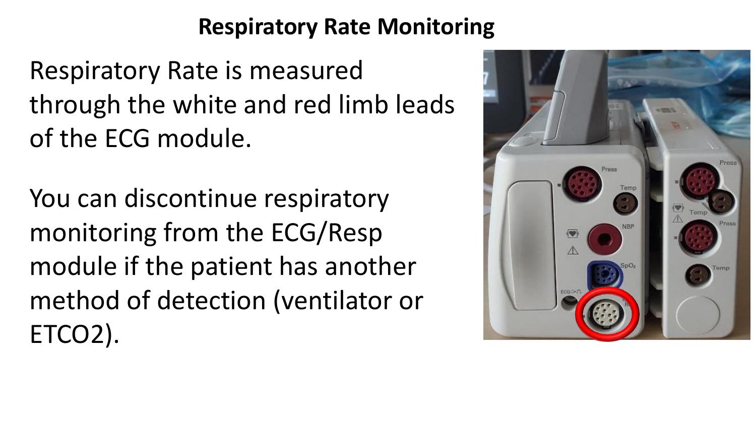# Respiratory Rate Monitoring

Respiratory Rate is measured through the white and red limb leads of the ECG module.

You can discontinue respiratory monitoring from the ECG/Resp module if the patient has another method of detection (ventilator or ETCO2).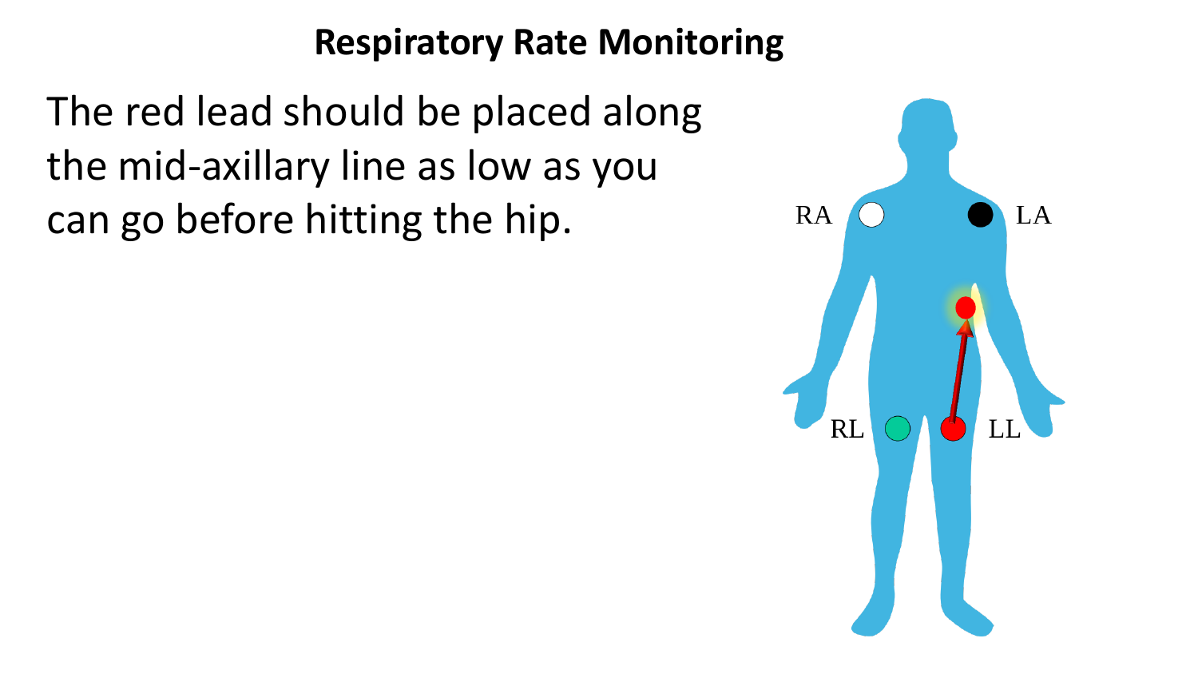# Respiratory Rate Monitoring

The red lead should be placed along the mid-axillary line as low as you can go before hitting the hip.

RA LA RL LL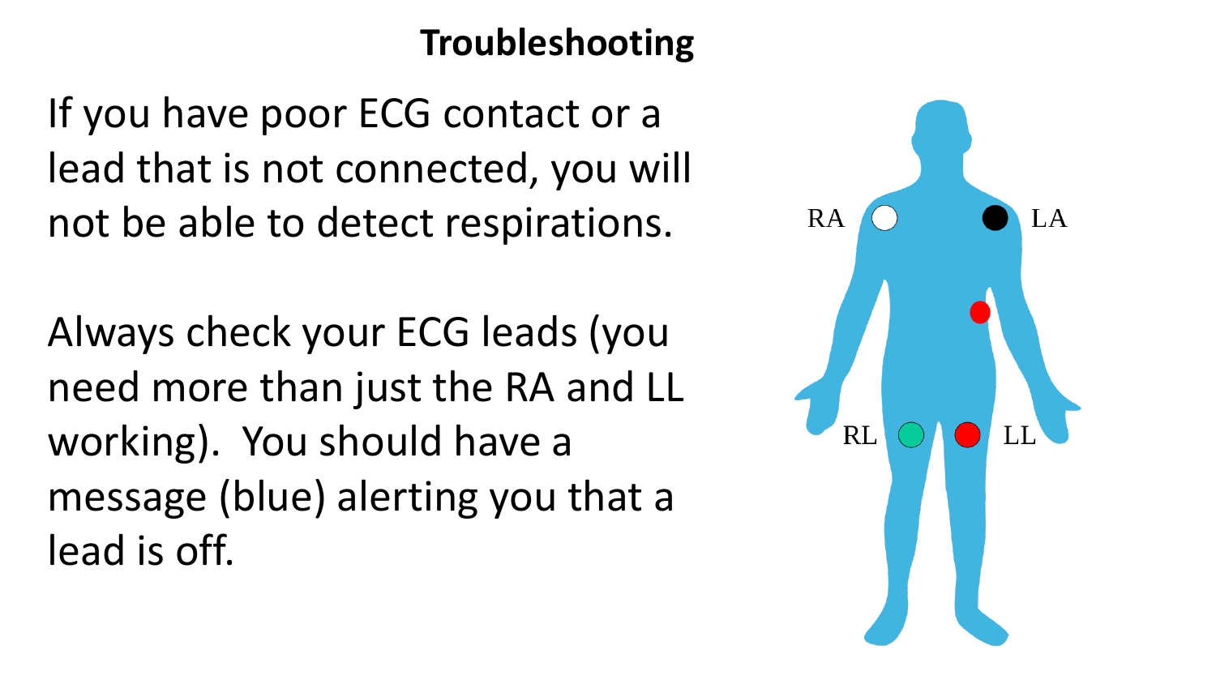# Troubleshooting

If you have poor ECG contact or a lead that is not connected, you will not be able to detect respirations.

Always check your ECG leads (you need more than just the RA and LL working). You should have a message (blue) alerting you that a lead is off.

RA LA RL LL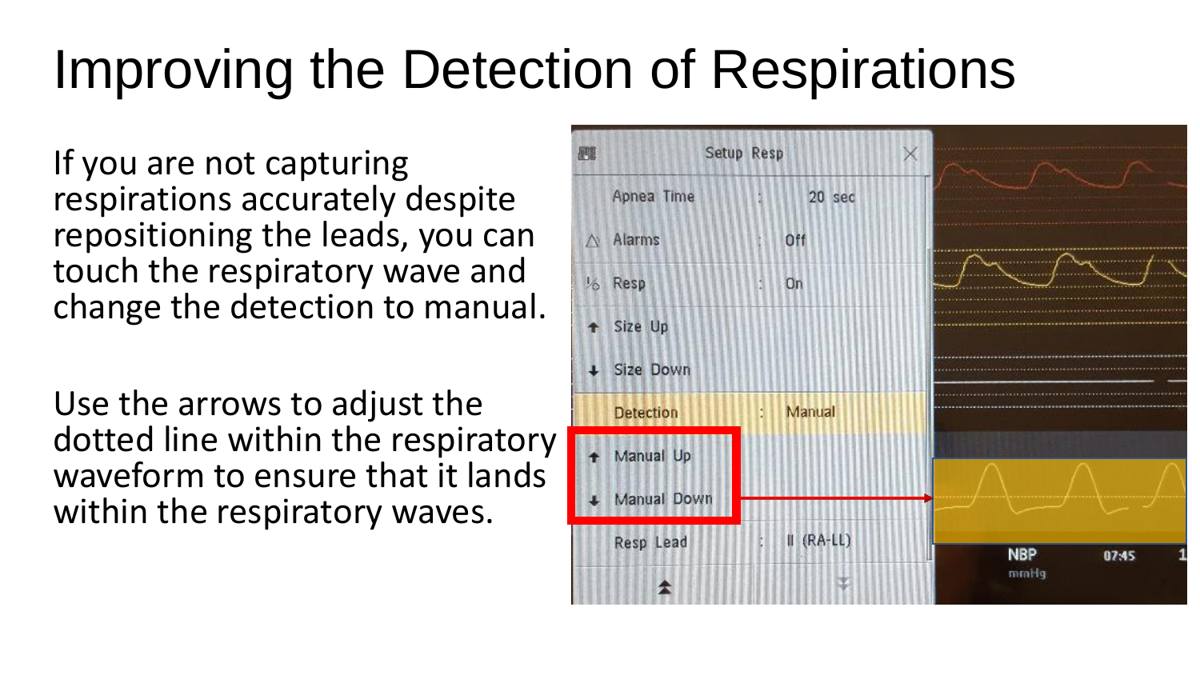# Improving the Detection of Respirations

If you are not capturing respirations accurately despite repositioning the leads, you can touch the respiratory wave and change the detection to manual.

Use the arrows to adjust the dotted line within the respiratory waveform to ensure that it lands within the respiratory waves.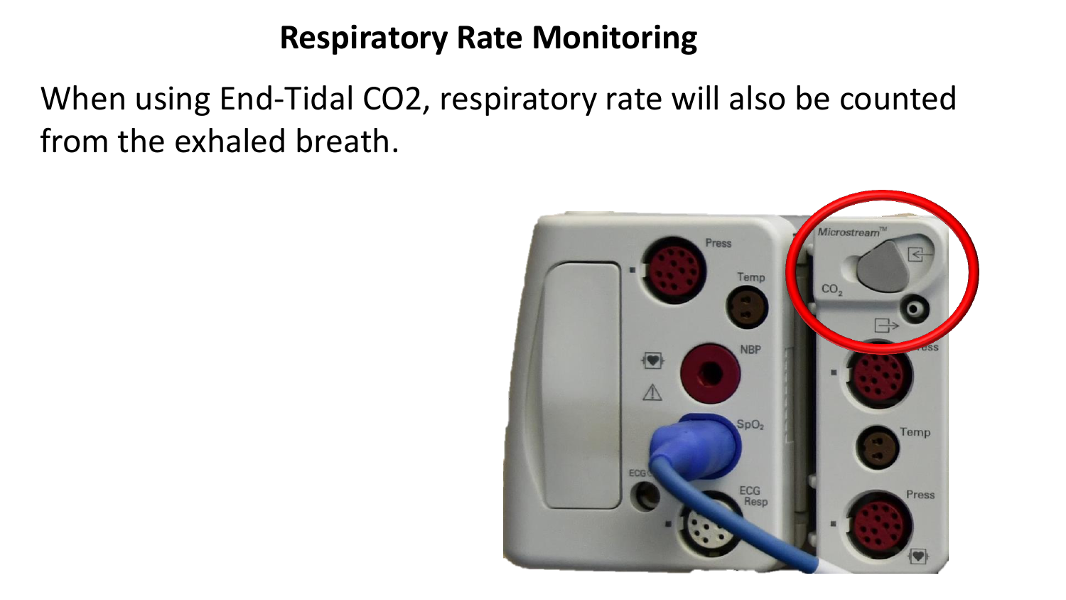# Respiratory Rate Monitoring

When using End-Tidal $CO_2$, respiratory rate will also be counted from the exhaled breath.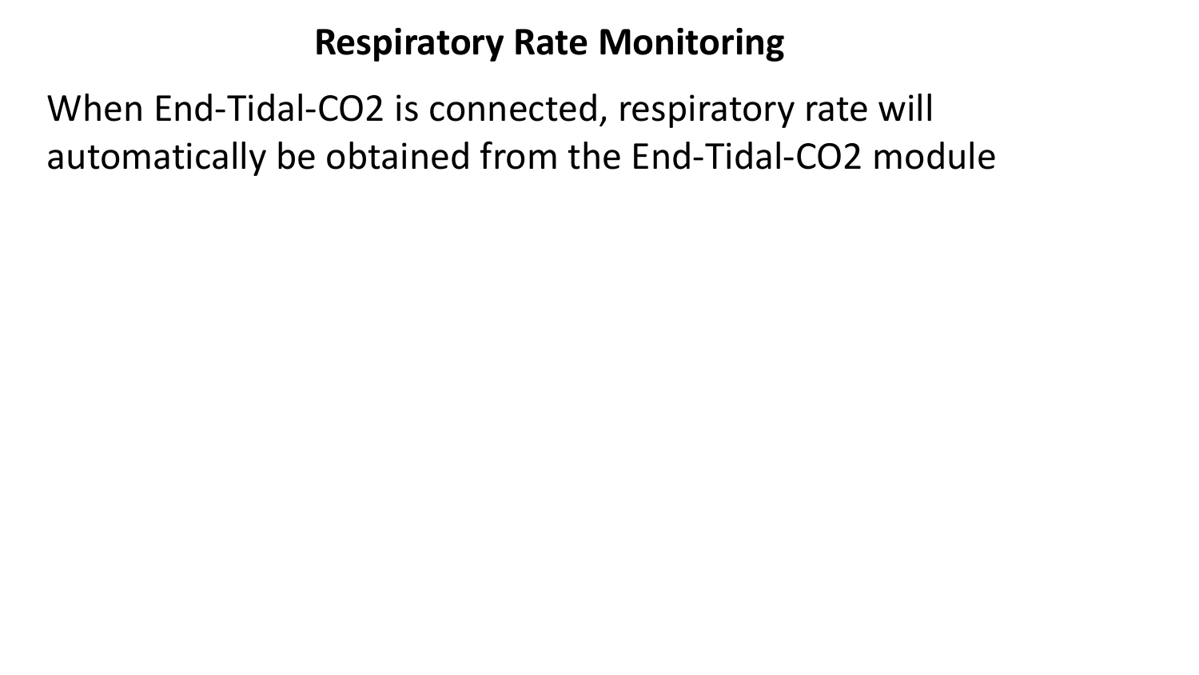# Respiratory Rate Monitoring

When End-Tidal-CO2 is connected, respiratory rate will automatically be obtained from the End-Tidal-CO2 module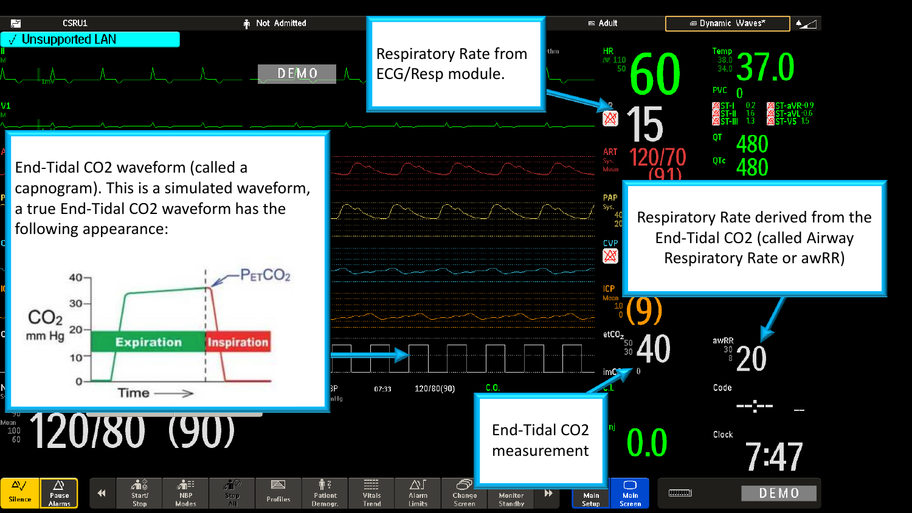Respiratory Rate from ECG/Resp module.

End-Tidal CO2 waveform (called a capnogram). This is a simulated waveform, a true End-Tidal CO2 waveform has the following appearance:

$CO_2$
mm Hg
40
30
20
10
0
$P_{ET}CO_2$
Expiration
Inspiration
Time

Respiratory Rate derived from the End-Tidal CO2 (called Airway Respiratory Rate or awRR)

End-Tidal CO2 measurement

CSRU1
Not Admitted
Adult
Dynamic Waves*
Unsupported LAN
DEMO
HR 110 50 60
15
Temp 38.0 34.0 37.0
PVC 0
ST-I 0.2
ST-II 1.6
ST-III 1.3
ST-aVR -0.9
ST-aVL -0.6
ST-V5 1.5
QT 480
QTc 480
ART Sys. Mean 120/70 (91)
PAP Sys. 40 20
CVP
ICP Mean 10 0 (9)
etCO2 50 30 40
imCO2 0
awRR 30 8 20
Code --:--
Clock 7:47
07:33
120/80(90)
C.O.
C.I.
0.0
Mean 100 60
120/80 (90)
Silence
Pause Alarms
Start/Stop
NBP Modes
Stop All
Profiles
Patient Demogr.
Vitals Trend
Alarm Limits
Change Screen
Monitor Standby
Main Setup
Main Screen
DEMO